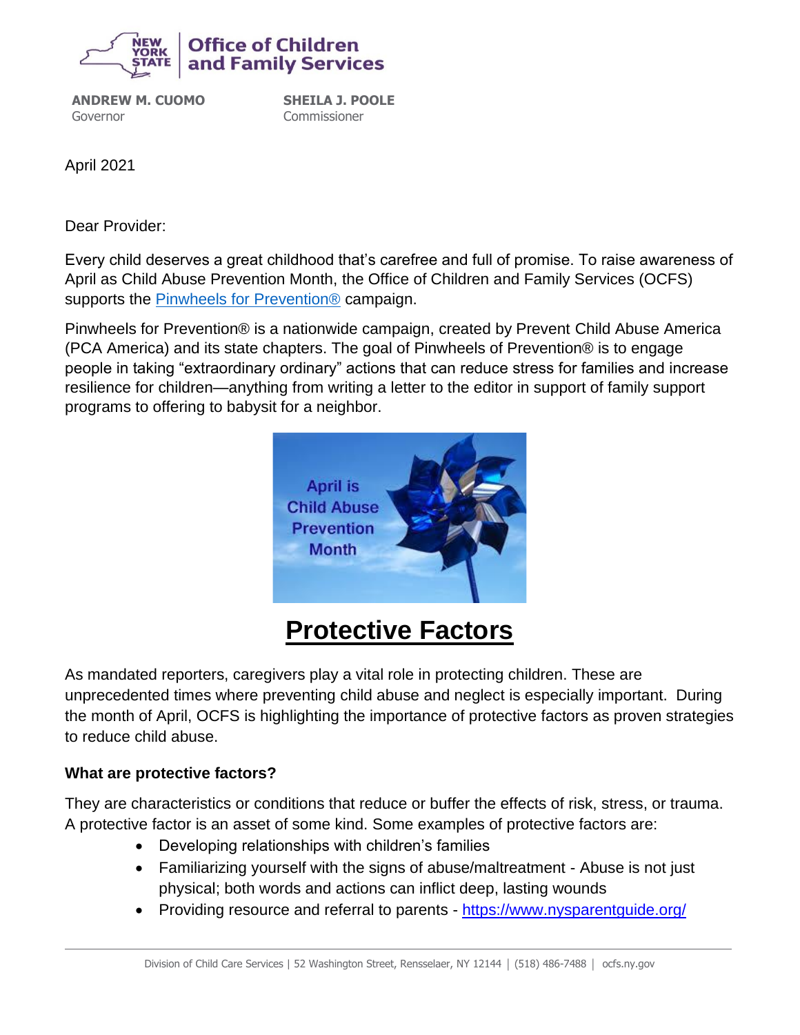Office of Children and Family Services

**ANDREW M. CUOMO**
Governor

**SHEILA J. POOLE**
Commissioner

April 2021

Dear Provider:

Every child deserves a great childhood that's carefree and full of promise. To raise awareness of April as Child Abuse Prevention Month, the Office of Children and Family Services (OCFS) supports the [Pinwheels for Prevention®](#) campaign.

Pinwheels for Prevention® is a nationwide campaign, created by Prevent Child Abuse America (PCA America) and its state chapters. The goal of Pinwheels of Prevention® is to engage people in taking "extraordinary ordinary" actions that can reduce stress for families and increase resilience for children—anything from writing a letter to the editor in support of family support programs to offering to babysit for a neighbor.

April is Child Abuse Prevention Month

# Protective Factors

As mandated reporters, caregivers play a vital role in protecting children. These are unprecedented times where preventing child abuse and neglect is especially important. During the month of April, OCFS is highlighting the importance of protective factors as proven strategies to reduce child abuse.

**What are protective factors?**

They are characteristics or conditions that reduce or buffer the effects of risk, stress, or trauma. A protective factor is an asset of some kind. Some examples of protective factors are:

- Developing relationships with children's families
- Familiarizing yourself with the signs of abuse/maltreatment - Abuse is not just physical; both words and actions can inflict deep, lasting wounds
- Providing resource and referral to parents - https://www.nysparentguide.org/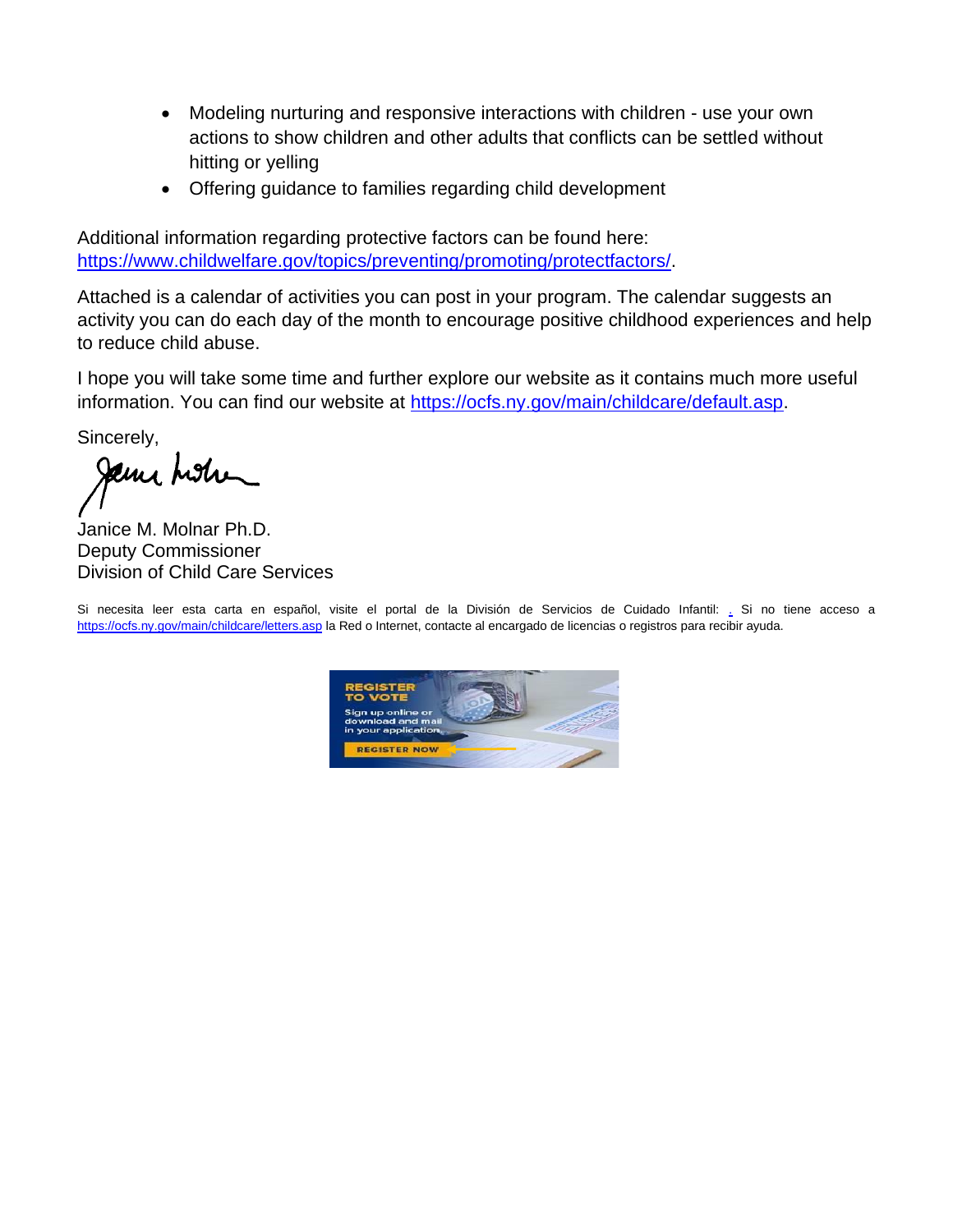- Modeling nurturing and responsive interactions with children - use your own actions to show children and other adults that conflicts can be settled without hitting or yelling
- Offering guidance to families regarding child development

Additional information regarding protective factors can be found here: https://www.childwelfare.gov/topics/preventing/promoting/protectfactors/.

Attached is a calendar of activities you can post in your program. The calendar suggests an activity you can do each day of the month to encourage positive childhood experiences and help to reduce child abuse.

I hope you will take some time and further explore our website as it contains much more useful information. You can find our website at https://ocfs.ny.gov/main/childcare/default.asp.

Sincerely,

Janice M. Molnar Ph.D.
Deputy Commissioner
Division of Child Care Services

Si necesita leer esta carta en español, visite el portal de la División de Servicios de Cuidado Infantil: https://ocfs.ny.gov/main/childcare/letters.asp. Si no tiene acceso a la Red o Internet, contacte al encargado de licencias o registros para recibir ayuda.

REGISTER TO VOTE

Sign up online or download and mail in your application.

REGISTER NOW